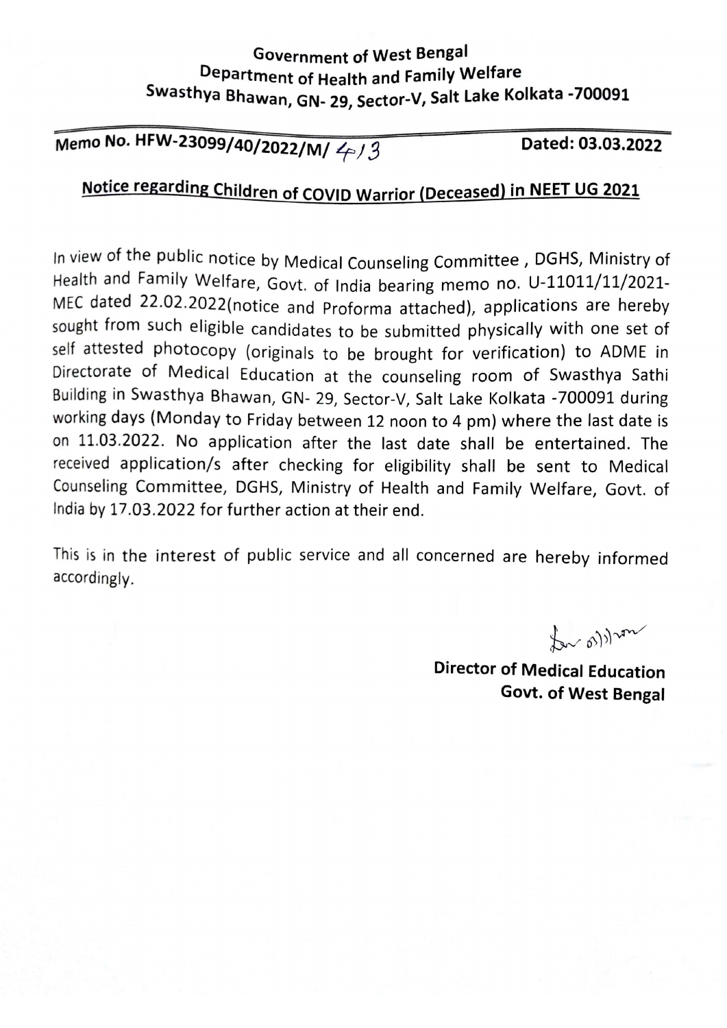**Government of West Bengal**
**Department of Health and Family Welfare**
**Swasthya Bhawan, GN- 29, Sector-V, Salt Lake Kolkata -700091**

**Memo No. HFW-23099/40/2022/M/ 413** **Dated: 03.03.2022**

**Notice regarding Children of COVID Warrior (Deceased) in NEET UG 2021**

In view of the public notice by Medical Counseling Committee , DGHS, Ministry of Health and Family Welfare, Govt. of India bearing memo no. U-11011/11/2021-MEC dated 22.02.2022(notice and Proforma attached), applications are hereby sought from such eligible candidates to be submitted physically with one set of self attested photocopy (originals to be brought for verification) to ADME in Directorate of Medical Education at the counseling room of Swasthya Sathi Building in Swasthya Bhawan, GN- 29, Sector-V, Salt Lake Kolkata -700091 during working days (Monday to Friday between 12 noon to 4 pm) where the last date is on 11.03.2022. No application after the last date shall be entertained. The received application/s after checking for eligibility shall be sent to Medical Counseling Committee, DGHS, Ministry of Health and Family Welfare, Govt. of India by 17.03.2022 for further action at their end.

This is in the interest of public service and all concerned are hereby informed accordingly.

**Director of Medical Education**
**Govt. of West Bengal**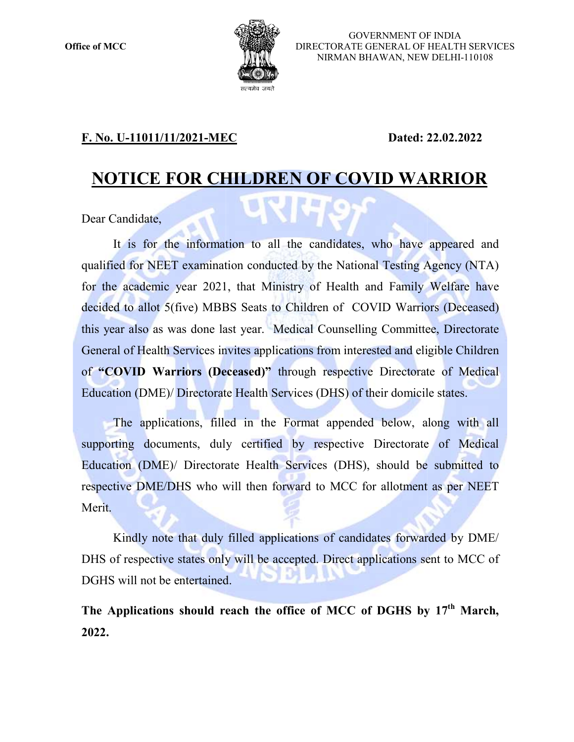Office of MCC

GOVERNMENT OF INDIA
DIRECTORATE GENERAL OF HEALTH SERVICES
NIRMAN BHAWAN, NEW DELHI-110108

सत्यमेव जयते

**F. No. U-11011/11/2021-MEC** **Dated: 22.02.2022**

# NOTICE FOR CHILDREN OF COVID WARRIOR

Dear Candidate,

It is for the information to all the candidates, who have appeared and qualified for NEET examination conducted by the National Testing Agency (NTA) for the academic year 2021, that Ministry of Health and Family Welfare have decided to allot 5(five) MBBS Seats to Children of COVID Warriors (Deceased) this year also as was done last year. Medical Counselling Committee, Directorate General of Health Services invites applications from interested and eligible Children of **"COVID Warriors (Deceased)"** through respective Directorate of Medical Education (DME)/ Directorate Health Services (DHS) of their domicile states.

The applications, filled in the Format appended below, along with all supporting documents, duly certified by respective Directorate of Medical Education (DME)/ Directorate Health Services (DHS), should be submitted to respective DME/DHS who will then forward to MCC for allotment as per NEET Merit.

Kindly note that duly filled applications of candidates forwarded by DME/ DHS of respective states only will be accepted. Direct applications sent to MCC of DGHS will not be entertained.

**The Applications should reach the office of MCC of DGHS by 17th March, 2022.**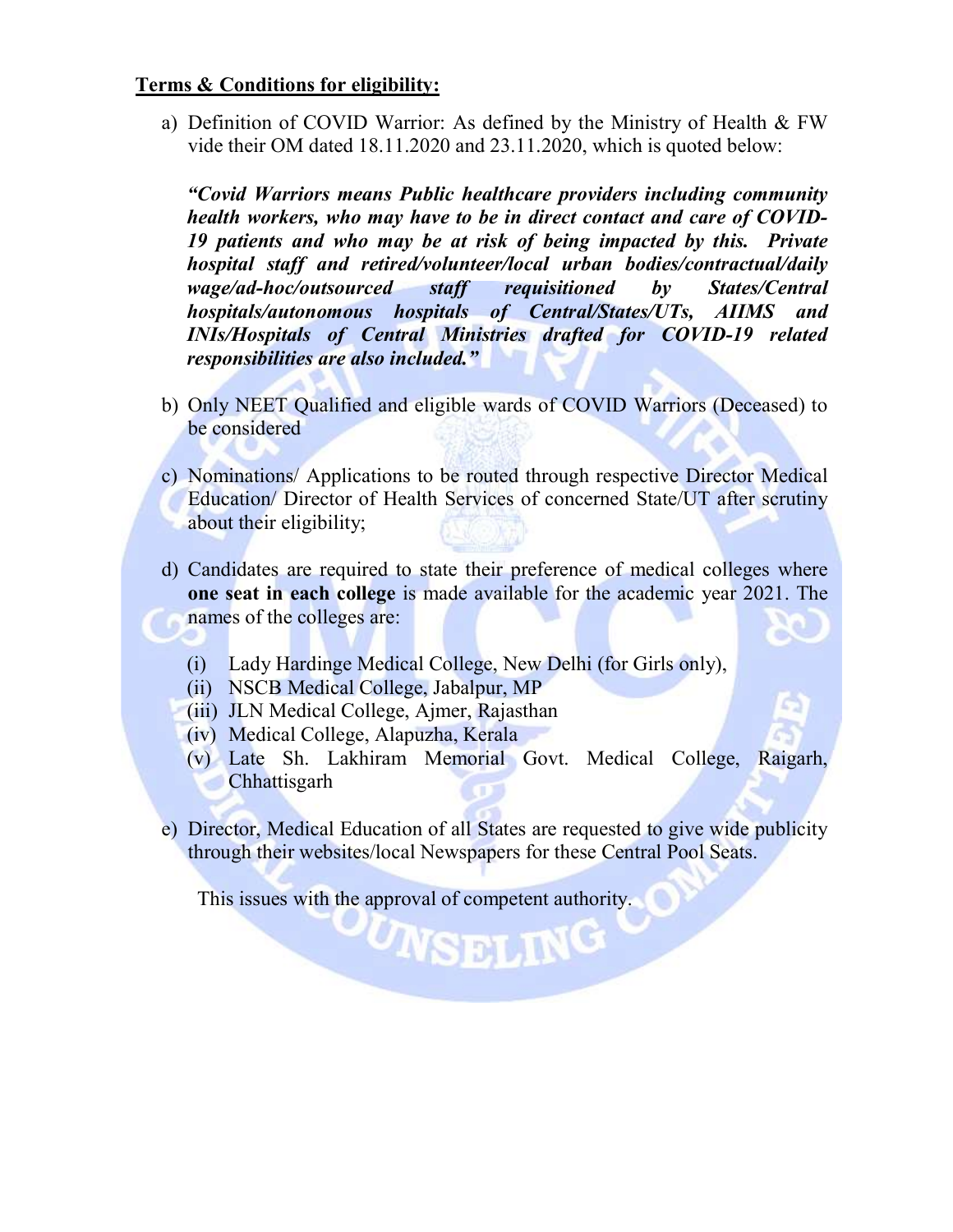**<u>Terms & Conditions for eligibility:</u>**

a) Definition of COVID Warrior: As defined by the Ministry of Health & FW vide their OM dated 18.11.2020 and 23.11.2020, which is quoted below:

***"Covid Warriors means Public healthcare providers including community health workers, who may have to be in direct contact and care of COVID-19 patients and who may be at risk of being impacted by this. Private hospital staff and retired/volunteer/local urban bodies/contractual/daily wage/ad-hoc/outsourced staff requisitioned by States/Central hospitals/autonomous hospitals of Central/States/UTs, AIIMS and INIs/Hospitals of Central Ministries drafted for COVID-19 related responsibilities are also included."***

b) Only NEET Qualified and eligible wards of COVID Warriors (Deceased) to be considered

c) Nominations/ Applications to be routed through respective Director Medical Education/ Director of Health Services of concerned State/UT after scrutiny about their eligibility;

d) Candidates are required to state their preference of medical colleges where **one seat in each college** is made available for the academic year 2021. The names of the colleges are:

   (i) Lady Hardinge Medical College, New Delhi (for Girls only),
   (ii) NSCB Medical College, Jabalpur, MP
   (iii) JLN Medical College, Ajmer, Rajasthan
   (iv) Medical College, Alapuzha, Kerala
   (v) Late Sh. Lakhiram Memorial Govt. Medical College, Raigarh, Chhattisgarh

e) Director, Medical Education of all States are requested to give wide publicity through their websites/local Newspapers for these Central Pool Seats.

This issues with the approval of competent authority.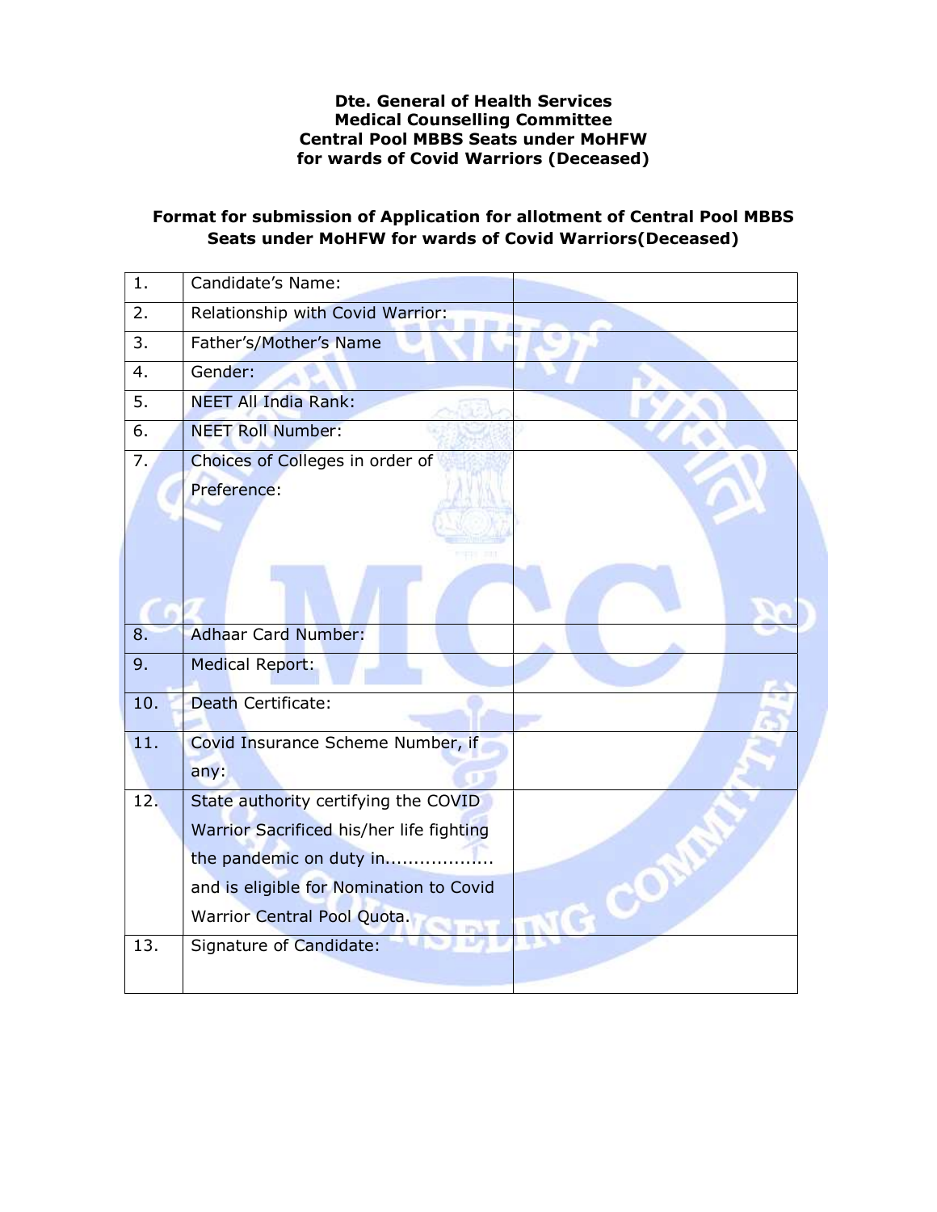**Dte. General of Health Services**
**Medical Counselling Committee**
**Central Pool MBBS Seats under MoHFW**
**for wards of Covid Warriors (Deceased)**

## Format for submission of Application for allotment of Central Pool MBBS Seats under MoHFW for wards of Covid Warriors(Deceased)

| | | |
|---|---|---|
| 1. | Candidate's Name: | |
| 2. | Relationship with Covid Warrior: | |
| 3. | Father's/Mother's Name | |
| 4. | Gender: | |
| 5. | NEET All India Rank: | |
| 6. | NEET Roll Number: | |
| 7. | Choices of Colleges in order of Preference: | |
| 8. | Adhaar Card Number: | |
| 9. | Medical Report: | |
| 10. | Death Certificate: | |
| 11. | Covid Insurance Scheme Number, if any: | |
| 12. | State authority certifying the COVID Warrior Sacrificed his/her life fighting the pandemic on duty in.................. and is eligible for Nomination to Covid Warrior Central Pool Quota. | |
| 13. | Signature of Candidate: | |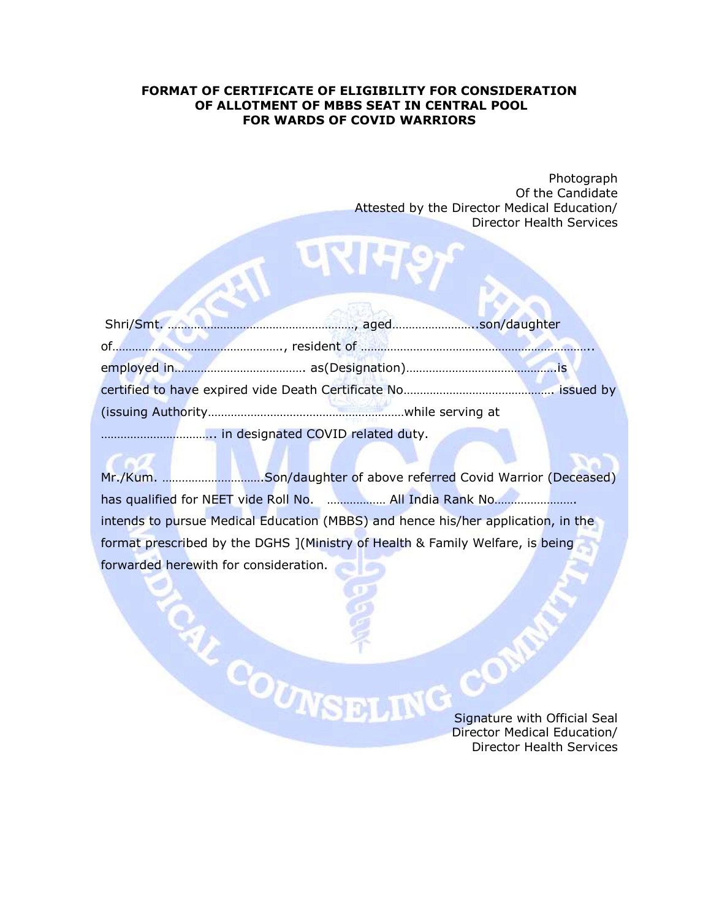**FORMAT OF CERTIFICATE OF ELIGIBILITY FOR CONSIDERATION OF ALLOTMENT OF MBBS SEAT IN CENTRAL POOL FOR WARDS OF COVID WARRIORS**

Photograph
Of the Candidate
Attested by the Director Medical Education/
Director Health Services

Shri/Smt. ………………………………………………, aged……………………..son/daughter of……………………………………………., resident of …………………………………………………………….. employed in…………………………………. as(Designation)………………………………………is certified to have expired vide Death Certificate No………………………………………. issued by (issuing Authority……………………………………………………while serving at …………………………….. in designated COVID related duty.

Mr./Kum. ………………………….Son/daughter of above referred Covid Warrior (Deceased) has qualified for NEET vide Roll No. ……………… All India Rank No……………………. intends to pursue Medical Education (MBBS) and hence his/her application, in the format prescribed by the DGHS ](Ministry of Health & Family Welfare, is being forwarded herewith for consideration.

Signature with Official Seal
Director Medical Education/
Director Health Services